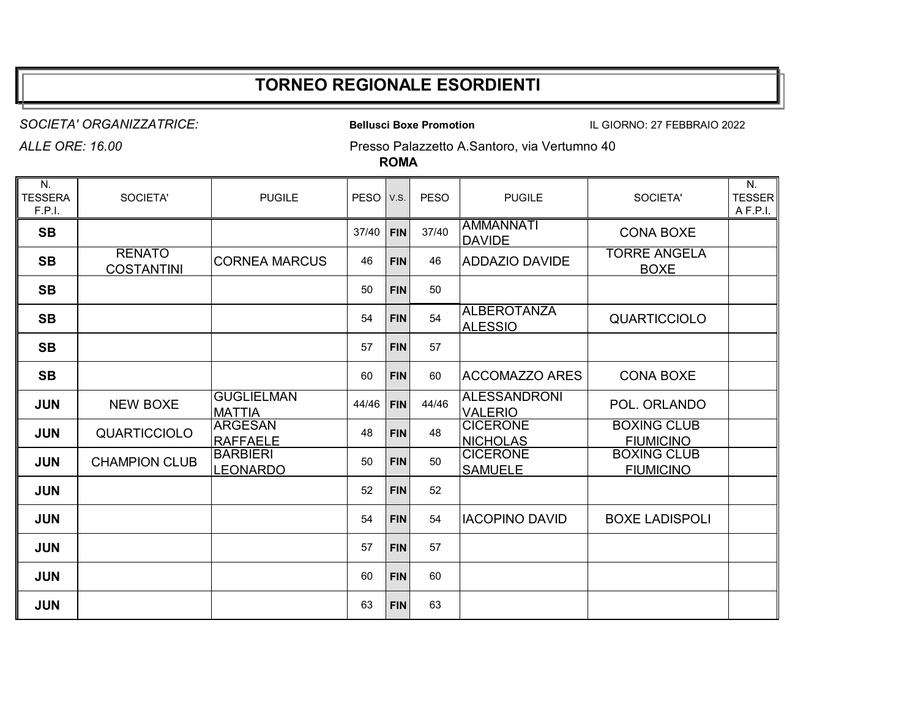# TORNEO REGIONALE ESORDIENTI

*SOCIETA' ORGANIZZATRICE:* **Bellusci Boxe Promotion** IL GIORNO: 27 FEBBRAIO 2022

*ALLE ORE: 16.00* Presso Palazzetto A.Santoro, via Vertumno 40

**ROMA**

| N. TESSERA F.P.I. | SOCIETA' | PUGILE | PESO | V.S. | PESO | PUGILE | SOCIETA' | N. TESSERA F.P.I. |
|---|---|---|---|---|---|---|---|---|
| **SB** | | | 37/40 | **FIN** | 37/40 | AMMANNATI DAVIDE | CONA BOXE | |
| **SB** | RENATO COSTANTINI | CORNEA MARCUS | 46 | **FIN** | 46 | ADDAZIO DAVIDE | TORRE ANGELA BOXE | |
| **SB** | | | 50 | **FIN** | 50 | | | |
| **SB** | | | 54 | **FIN** | 54 | ALBEROTANZA ALESSIO | QUARTICCIOLO | |
| **SB** | | | 57 | **FIN** | 57 | | | |
| **SB** | | | 60 | **FIN** | 60 | ACCOMAZZO ARES | CONA BOXE | |
| **JUN** | NEW BOXE | GUGLIELMAN MATTIA | 44/46 | **FIN** | 44/46 | ALESSANDRONI VALERIO | POL. ORLANDO | |
| **JUN** | QUARTICCIOLO | ARGESAN RAFFAELE | 48 | **FIN** | 48 | CICERONE NICHOLAS | BOXING CLUB FIUMICINO | |
| **JUN** | CHAMPION CLUB | BARBIERI LEONARDO | 50 | **FIN** | 50 | CICERONE SAMUELE | BOXING CLUB FIUMICINO | |
| **JUN** | | | 52 | **FIN** | 52 | | | |
| **JUN** | | | 54 | **FIN** | 54 | IACOPINO DAVID | BOXE LADISPOLI | |
| **JUN** | | | 57 | **FIN** | 57 | | | |
| **JUN** | | | 60 | **FIN** | 60 | | | |
| **JUN** | | | 63 | **FIN** | 63 | | | |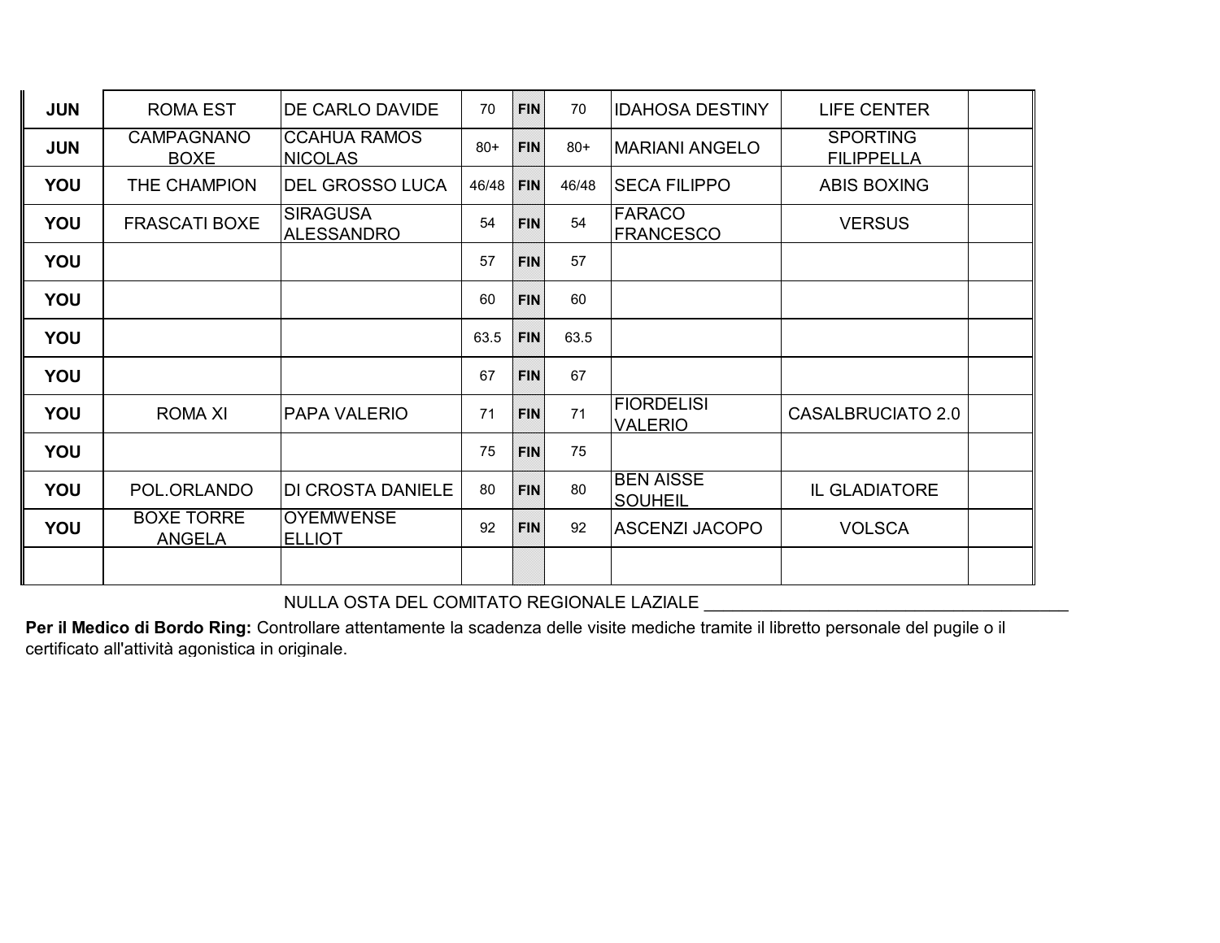| | | | | | | | | |
|---|---|---|---|---|---|---|---|---|
| **JUN** | ROMA EST | DE CARLO DAVIDE | 70 | **FIN** | 70 | IDAHOSA DESTINY | LIFE CENTER | |
| **JUN** | CAMPAGNANO BOXE | CCAHUA RAMOS NICOLAS | 80+ | **FIN** | 80+ | MARIANI ANGELO | SPORTING FILIPPELLA | |
| **YOU** | THE CHAMPION | DEL GROSSO LUCA | 46/48 | **FIN** | 46/48 | SECA FILIPPO | ABIS BOXING | |
| **YOU** | FRASCATI BOXE | SIRAGUSA ALESSANDRO | 54 | **FIN** | 54 | FARACO FRANCESCO | VERSUS | |
| **YOU** | | | 57 | **FIN** | 57 | | | |
| **YOU** | | | 60 | **FIN** | 60 | | | |
| **YOU** | | | 63.5 | **FIN** | 63.5 | | | |
| **YOU** | | | 67 | **FIN** | 67 | | | |
| **YOU** | ROMA XI | PAPA VALERIO | 71 | **FIN** | 71 | FIORDELISI VALERIO | CASALBRUCIATO 2.0 | |
| **YOU** | | | 75 | **FIN** | 75 | | | |
| **YOU** | POL.ORLANDO | DI CROSTA DANIELE | 80 | **FIN** | 80 | BEN AISSE SOUHEIL | IL GLADIATORE | |
| **YOU** | BOXE TORRE ANGELA | OYEMWENSE ELLIOT | 92 | **FIN** | 92 | ASCENZI JACOPO | VOLSCA | |
| | | | | | | | | |

NULLA OSTA DEL COMITATO REGIONALE LAZIALE ________________________________________

**Per il Medico di Bordo Ring:** Controllare attentamente la scadenza delle visite mediche tramite il libretto personale del pugile o il certificato all'attività agonistica in originale.